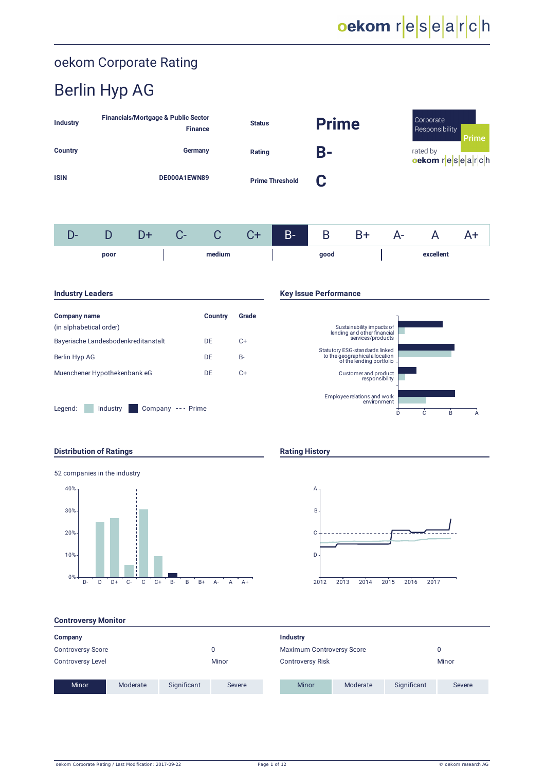# oekom Corporate Rating

## Berlin Hyp AG

| | | | |
|---|---|---|---|
| **Industry** | **Financials/Mortgage & Public Sector Finance** | **Status** | **Prime** |
| **Country** | **Germany** | **Rating** | **B-** |
| **ISIN** | **DE000A1EWN89** | **Prime Threshold** | **C** |

Corporate Responsibility Prime rated by oekom research

| D- | D | D+ | C- | C | C+ | B- | B | B+ | A- | A | A+ |
|---|---|---|---|---|---|---|---|---|---|---|---|
| poor | | | medium | | | good | | | excellent | | |

### Industry Leaders

| Company name (in alphabetical order) | Country | Grade |
|---|---|---|
| Bayerische Landesbodenkreditanstalt | DE | C+ |
| Berlin Hyp AG | DE | B- |
| Muenchener Hypothekenbank eG | DE | C+ |

Legend: Industry, Company, --- Prime

### Key Issue Performance

- Sustainability impacts of lending and other financial services/products
- Statutory ESG-standards linked to the geographical allocation of the lending portfolio
- Customer and product responsibility
- Employee relations and work environment

### Distribution of Ratings

52 companies in the industry

### Rating History

### Controversy Monitor

| **Company** | |
|---|---|
| Controversy Score | 0 |
| Controversy Level | Minor |

Minor | Moderate | Significant | Severe

| **Industry** | |
|---|---|
| Maximum Controversy Score | 0 |
| Controversy Risk | Minor |

Minor | Moderate | Significant | Severe

oekom Corporate Rating / Last Modification: 2017-09-22

© oekom research AG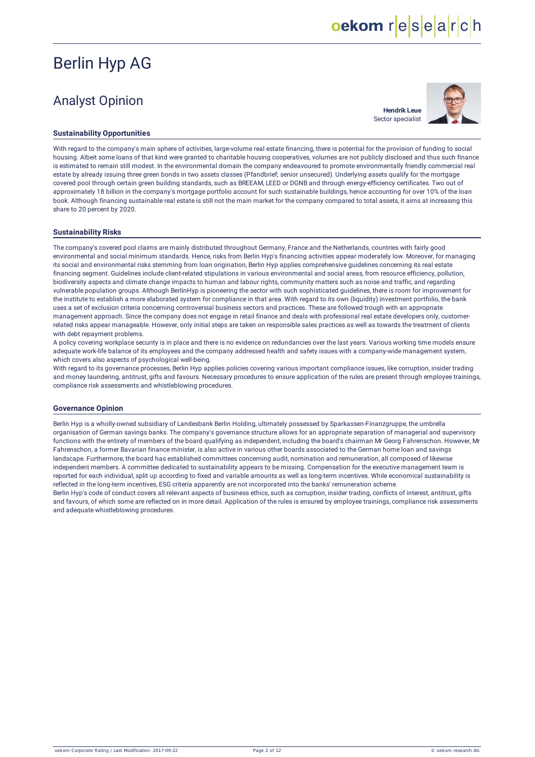# Berlin Hyp AG

## Analyst Opinion

**Hendrik Leue**
Sector specialist

### Sustainability Opportunities

With regard to the company's main sphere of activities, large-volume real estate financing, there is potential for the provision of funding to social housing. Albeit some loans of that kind were granted to charitable housing cooperatives, volumes are not publicly disclosed and thus such finance is estimated to remain still modest. In the environmental domain the company endeavoured to promote environmentally friendly commercial real estate by already issuing three green bonds in two assets classes (Pfandbrief; senior unsecured). Underlying assets qualify for the mortgage covered pool through certain green building standards, such as BREEAM, LEED or DGNB and through energy-efficiency certificates. Two out of approximately 18 billion in the company's mortgage portfolio account for such sustainable buildings, hence accounting for over 10% of the loan book. Although financing sustainable real estate is still not the main market for the company compared to total assets, it aims at increasing this share to 20 percent by 2020.

### Sustainability Risks

The company's covered pool claims are mainly distributed throughout Germany, France and the Netherlands, countries with fairly good environmental and social minimum standards. Hence, risks from Berlin Hyp's financing activities appear moderately low. Moreover, for managing its social and environmental risks stemming from loan origination, Berlin Hyp applies comprehensive guidelines concerning its real estate financing segment. Guidelines include client-related stipulations in various environmental and social areas, from resource efficiency, pollution, biodiversity aspects and climate change impacts to human and labour rights, community matters such as noise and traffic, and regarding vulnerable population groups. Although BerlinHyp is pioneering the sector with such sophisticated guidelines, there is room for improvement for the institute to establish a more elaborated system for compliance in that area. With regard to its own (liquidity) investment portfolio, the bank uses a set of exclusion criteria concerning controversial business sectors and practices. These are followed trough with an appropriate management approach. Since the company does not engage in retail finance and deals with professional real estate developers only, customer-related risks appear manageable. However, only initial steps are taken on responsible sales practices as well as towards the treatment of clients with debt repayment problems.

A policy covering workplace security is in place and there is no evidence on redundancies over the last years. Various working time models ensure adequate work-life balance of its employees and the company addressed health and safety issues with a company-wide management system, which covers also aspects of psychological well-being.

With regard to its governance processes, Berlin Hyp applies policies covering various important compliance issues, like corruption, insider trading and money laundering, antitrust, gifts and favours. Necessary procedures to ensure application of the rules are present through employee trainings, compliance risk assessments and whistleblowing procedures.

### Governance Opinion

Berlin Hyp is a wholly-owned subsidiary of Landesbank Berlin Holding, ultimately possessed by Sparkassen-Finanzgruppe, the umbrella organisation of German savings banks. The company's governance structure allows for an appropriate separation of managerial and supervisory functions with the entirety of members of the board qualifying as independent, including the board's chairman Mr Georg Fahrenschon. However, Mr Fahrenschon, a former Bavarian finance minister, is also active in various other boards associated to the German home loan and savings landscape. Furthermore, the board has established committees concerning audit, nomination and remuneration, all composed of likewise independent members. A committee dedicated to sustainability appears to be missing. Compensation for the executive management team is reported for each individual, split up according to fixed and variable amounts as well as long-term incentives. While economical sustainability is reflected in the long-term incentives, ESG criteria apparently are not incorporated into the banks' remuneration scheme.

Berlin Hyp's code of conduct covers all relevant aspects of business ethics, such as corruption, insider trading, conflicts of interest, antitrust, gifts and favours, of which some are reflected on in more detail. Application of the rules is ensured by employee trainings, compliance risk assessments and adequate whistleblowing procedures.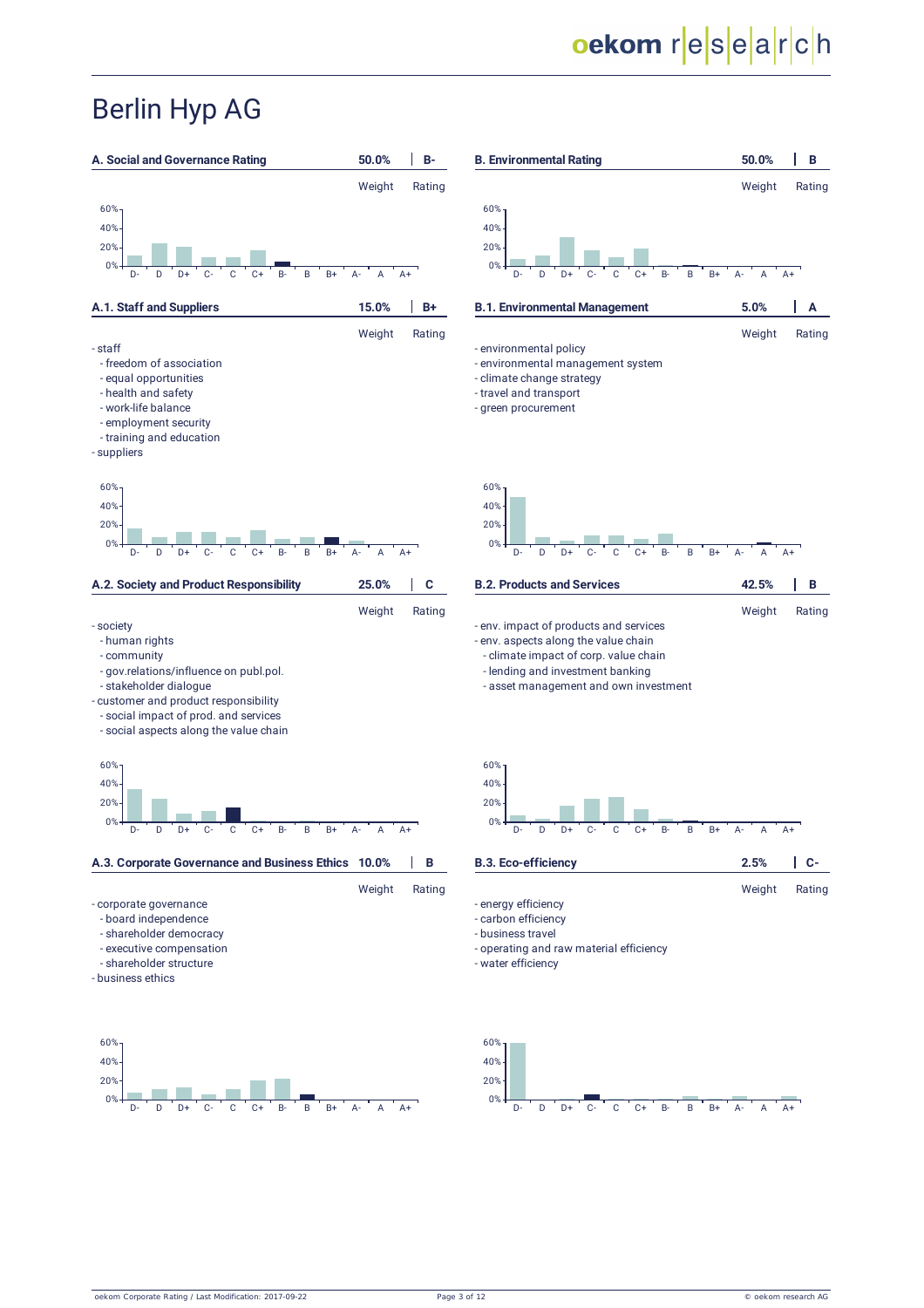# Berlin Hyp AG

## A. Social and Governance Rating

| | Weight | Rating |
|---|---|---|
| A. Social and Governance Rating | 50.0% | B- |

### A.1. Staff and Suppliers

| | Weight | Rating |
|---|---|---|
| A.1. Staff and Suppliers | 15.0% | B+ |

- staff
  - freedom of association
  - equal opportunities
  - health and safety
  - work-life balance
  - employment security
  - training and education
- suppliers

### A.2. Society and Product Responsibility

| | Weight | Rating |
|---|---|---|
| A.2. Society and Product Responsibility | 25.0% | C |

- society
  - human rights
  - community
  - gov.relations/influence on publ.pol.
  - stakeholder dialogue
- customer and product responsibility
  - social impact of prod. and services
  - social aspects along the value chain

### A.3. Corporate Governance and Business Ethics

| | Weight | Rating |
|---|---|---|
| A.3. Corporate Governance and Business Ethics | 10.0% | B |

- corporate governance
  - board independence
  - shareholder democracy
  - executive compensation
  - shareholder structure
- business ethics

## B. Environmental Rating

| | Weight | Rating |
|---|---|---|
| B. Environmental Rating | 50.0% | B |

### B.1. Environmental Management

| | Weight | Rating |
|---|---|---|
| B.1. Environmental Management | 5.0% | A |

- environmental policy
- environmental management system
- climate change strategy
- travel and transport
- green procurement

### B.2. Products and Services

| | Weight | Rating |
|---|---|---|
| B.2. Products and Services | 42.5% | B |

- env. impact of products and services
- env. aspects along the value chain
  - climate impact of corp. value chain
  - lending and investment banking
  - asset management and own investment

### B.3. Eco-efficiency

| | Weight | Rating |
|---|---|---|
| B.3. Eco-efficiency | 2.5% | C- |

- energy efficiency
- carbon efficiency
- business travel
- operating and raw material efficiency
- water efficiency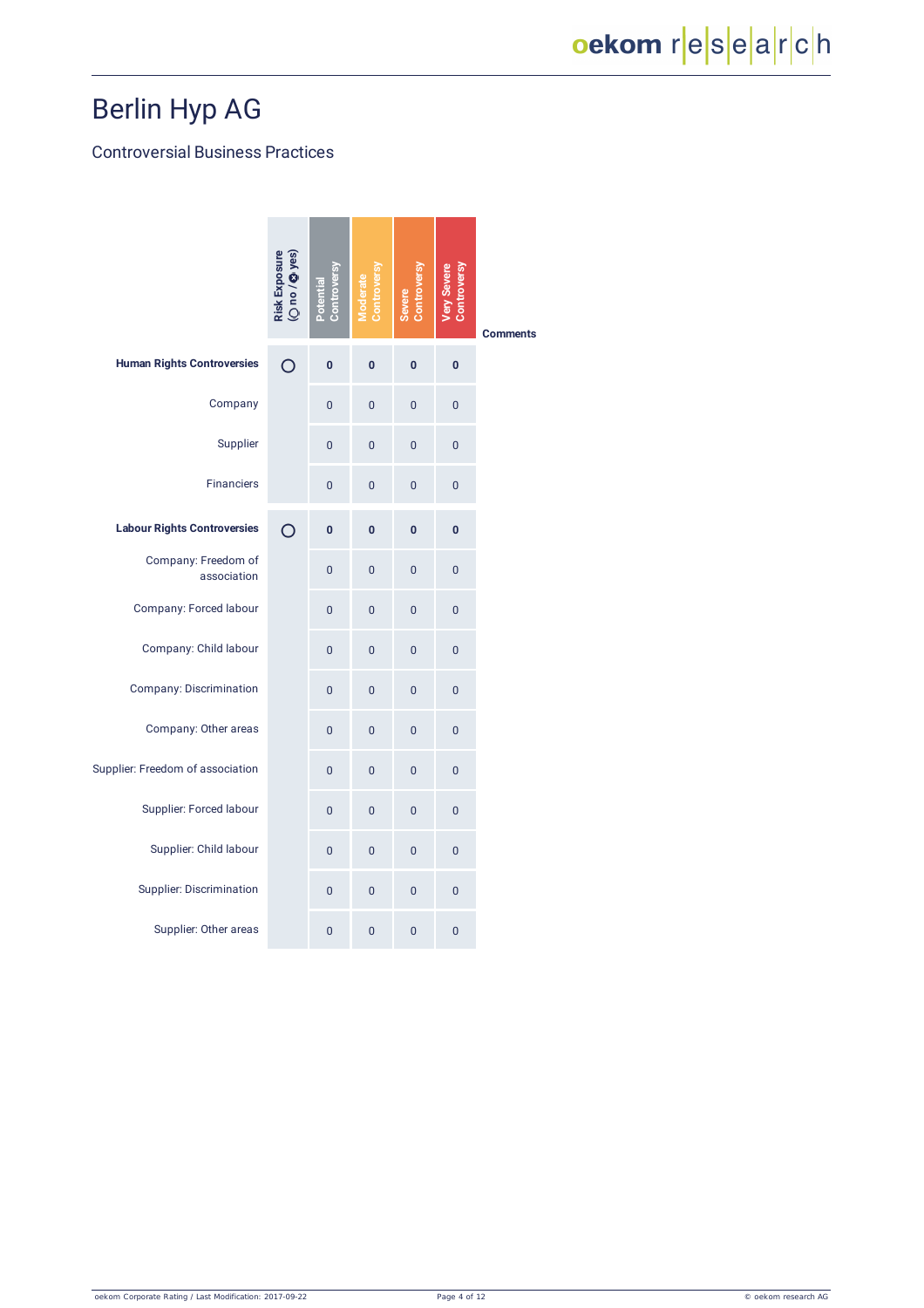# Berlin Hyp AG

## Controversial Business Practices

| | Risk Exposure (○ no / ⊗ yes) | Potential Controversy | Moderate Controversy | Severe Controversy | Very Severe Controversy | Comments |
|---|---|---|---|---|---|---|
| **Human Rights Controversies** | ○ | **0** | **0** | **0** | **0** | |
| Company | | 0 | 0 | 0 | 0 | |
| Supplier | | 0 | 0 | 0 | 0 | |
| Financiers | | 0 | 0 | 0 | 0 | |
| **Labour Rights Controversies** | ○ | **0** | **0** | **0** | **0** | |
| Company: Freedom of association | | 0 | 0 | 0 | 0 | |
| Company: Forced labour | | 0 | 0 | 0 | 0 | |
| Company: Child labour | | 0 | 0 | 0 | 0 | |
| Company: Discrimination | | 0 | 0 | 0 | 0 | |
| Company: Other areas | | 0 | 0 | 0 | 0 | |
| Supplier: Freedom of association | | 0 | 0 | 0 | 0 | |
| Supplier: Forced labour | | 0 | 0 | 0 | 0 | |
| Supplier: Child labour | | 0 | 0 | 0 | 0 | |
| Supplier: Discrimination | | 0 | 0 | 0 | 0 | |
| Supplier: Other areas | | 0 | 0 | 0 | 0 | |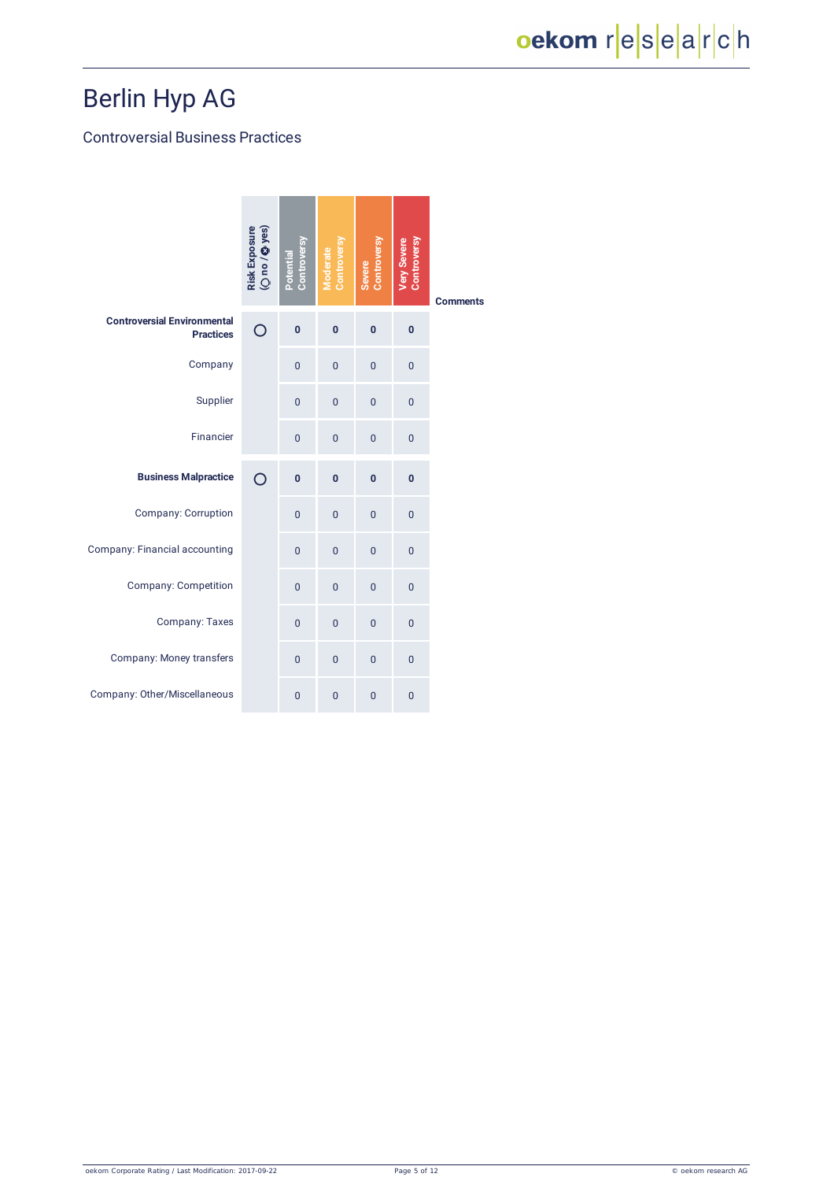# Berlin Hyp AG

## Controversial Business Practices

| | Risk Exposure (○ no / ⊗ yes) | Potential Controversy | Moderate Controversy | Severe Controversy | Very Severe Controversy | Comments |
|---|---|---|---|---|---|---|
| **Controversial Environmental Practices** | ○ | **0** | **0** | **0** | **0** | |
| Company | | 0 | 0 | 0 | 0 | |
| Supplier | | 0 | 0 | 0 | 0 | |
| Financier | | 0 | 0 | 0 | 0 | |
| **Business Malpractice** | ○ | **0** | **0** | **0** | **0** | |
| Company: Corruption | | 0 | 0 | 0 | 0 | |
| Company: Financial accounting | | 0 | 0 | 0 | 0 | |
| Company: Competition | | 0 | 0 | 0 | 0 | |
| Company: Taxes | | 0 | 0 | 0 | 0 | |
| Company: Money transfers | | 0 | 0 | 0 | 0 | |
| Company: Other/Miscellaneous | | 0 | 0 | 0 | 0 | |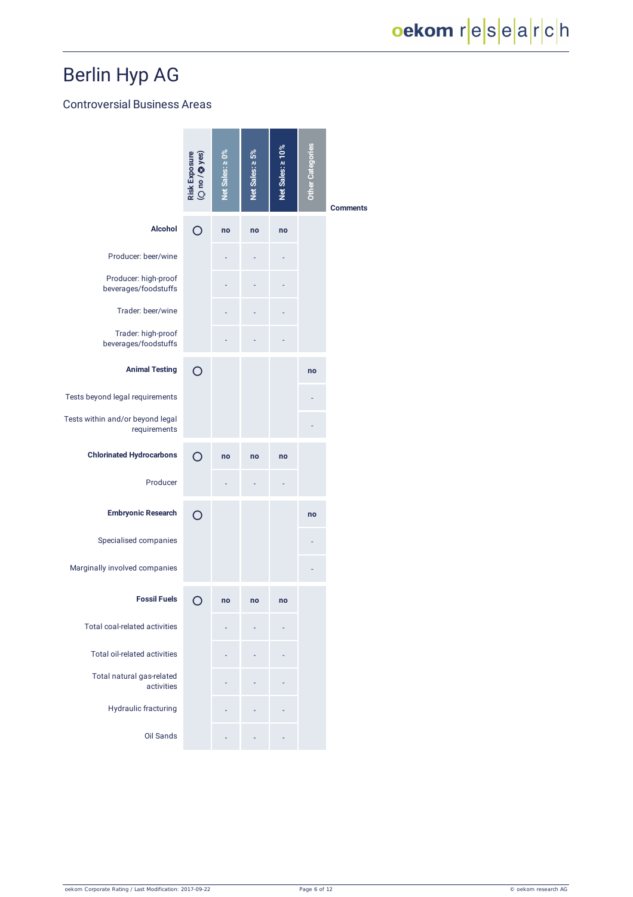# Berlin Hyp AG

## Controversial Business Areas

| | Risk Exposure (○ no / ⊗ yes) | Net Sales: ≥ 0% | Net Sales: ≥ 5% | Net Sales: ≥ 10% | Other Categories | Comments |
|---|---|---|---|---|---|---|
| **Alcohol** | ○ | no | no | no | | |
| Producer: beer/wine | | - | - | - | | |
| Producer: high-proof beverages/foodstuffs | | - | - | - | | |
| Trader: beer/wine | | - | - | - | | |
| Trader: high-proof beverages/foodstuffs | | - | - | - | | |
| **Animal Testing** | ○ | | | | no | |
| Tests beyond legal requirements | | | | | - | |
| Tests within and/or beyond legal requirements | | | | | - | |
| **Chlorinated Hydrocarbons** | ○ | no | no | no | | |
| Producer | | - | - | - | | |
| **Embryonic Research** | ○ | | | | no | |
| Specialised companies | | | | | - | |
| Marginally involved companies | | | | | - | |
| **Fossil Fuels** | ○ | no | no | no | | |
| Total coal-related activities | | - | - | - | | |
| Total oil-related activities | | - | - | - | | |
| Total natural gas-related activities | | - | - | - | | |
| Hydraulic fracturing | | - | - | - | | |
| Oil Sands | | - | - | - | | |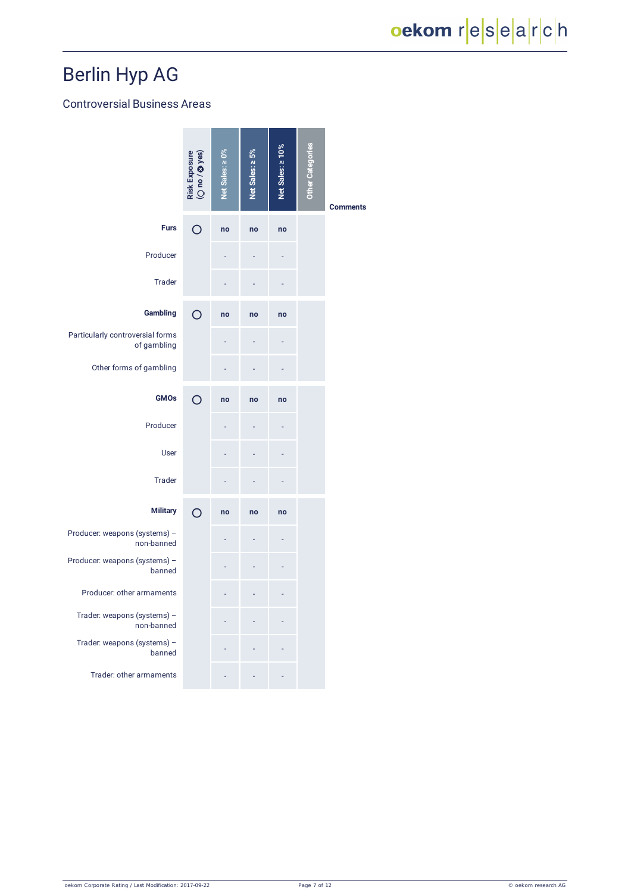# Berlin Hyp AG

## Controversial Business Areas

| | Risk Exposure (○ no / ⊗ yes) | Net Sales: ≥ 0% | Net Sales: ≥ 5% | Net Sales: ≥ 10% | Other Categories | Comments |
|---|---|---|---|---|---|---|
| **Furs** | ○ | no | no | no | | |
| Producer | | - | - | - | | |
| Trader | | - | - | - | | |
| **Gambling** | ○ | no | no | no | | |
| Particularly controversial forms of gambling | | - | - | - | | |
| Other forms of gambling | | - | - | - | | |
| **GMOs** | ○ | no | no | no | | |
| Producer | | - | - | - | | |
| User | | - | - | - | | |
| Trader | | - | - | - | | |
| **Military** | ○ | no | no | no | | |
| Producer: weapons (systems) – non-banned | | - | - | - | | |
| Producer: weapons (systems) – banned | | - | - | - | | |
| Producer: other armaments | | - | - | - | | |
| Trader: weapons (systems) – non-banned | | - | - | - | | |
| Trader: weapons (systems) – banned | | - | - | - | | |
| Trader: other armaments | | - | - | - | | |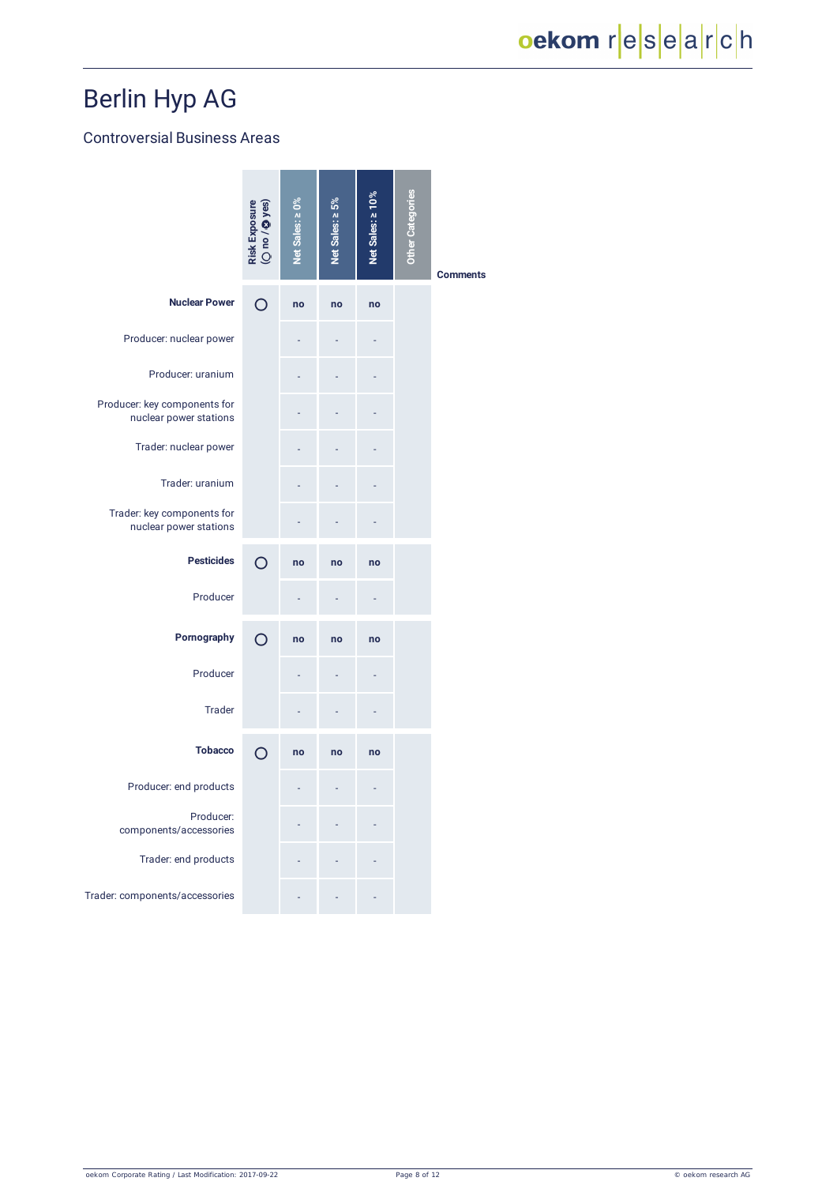# Berlin Hyp AG

## Controversial Business Areas

| | Risk Exposure (○ no / ⊗ yes) | Net Sales: ≥ 0% | Net Sales: ≥ 5% | Net Sales: ≥ 10% | Other Categories | Comments |
|---|---|---|---|---|---|---|
| **Nuclear Power** | ○ | no | no | no | | |
| Producer: nuclear power | | - | - | - | | |
| Producer: uranium | | - | - | - | | |
| Producer: key components for nuclear power stations | | - | - | - | | |
| Trader: nuclear power | | - | - | - | | |
| Trader: uranium | | - | - | - | | |
| Trader: key components for nuclear power stations | | - | - | - | | |
| **Pesticides** | ○ | no | no | no | | |
| Producer | | - | - | - | | |
| **Pornography** | ○ | no | no | no | | |
| Producer | | - | - | - | | |
| Trader | | - | - | - | | |
| **Tobacco** | ○ | no | no | no | | |
| Producer: end products | | - | - | - | | |
| Producer: components/accessories | | - | - | - | | |
| Trader: end products | | - | - | - | | |
| Trader: components/accessories | | - | - | - | | |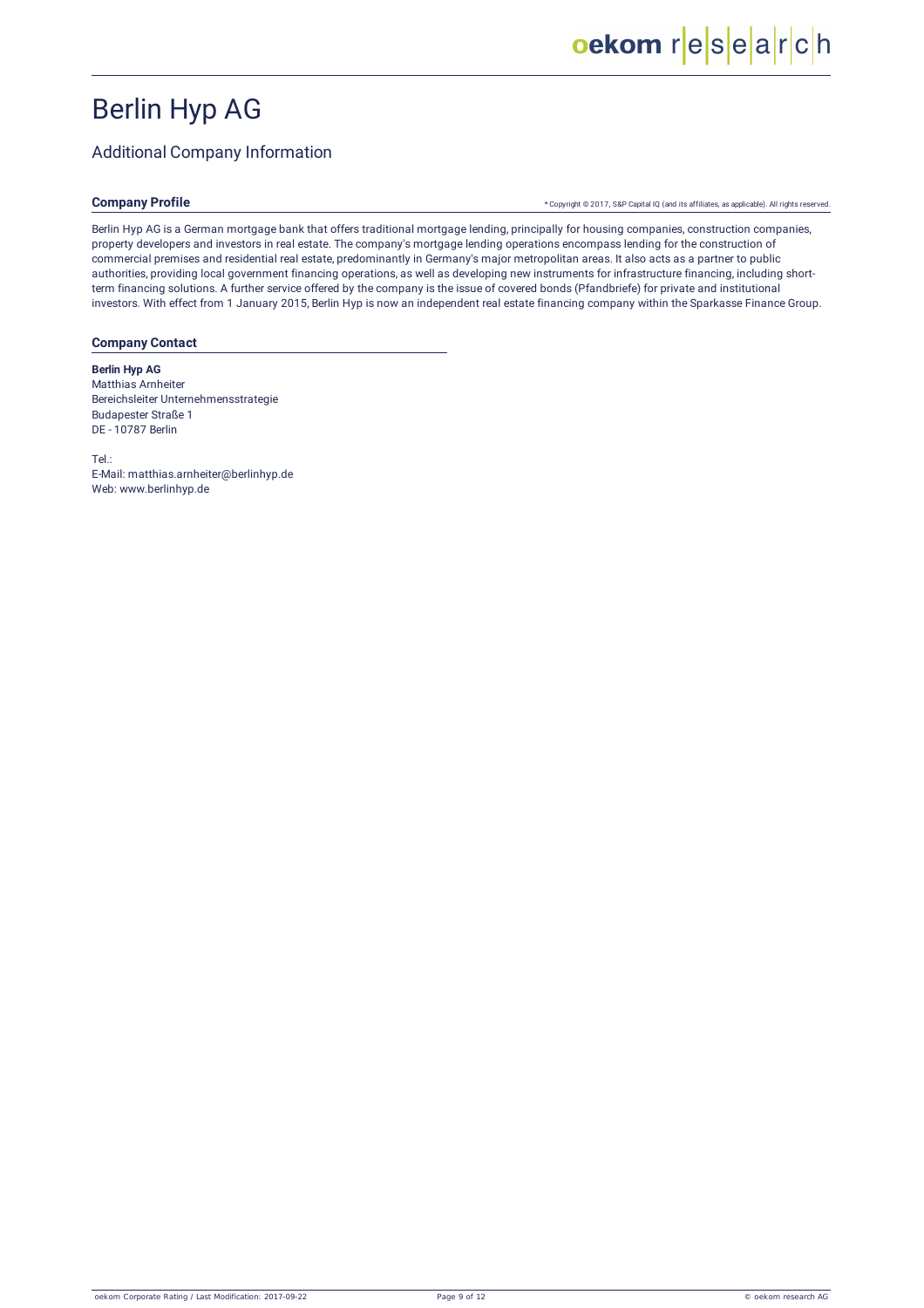# Berlin Hyp AG

## Additional Company Information

### Company Profile

\* Copyright © 2017, S&P Capital IQ (and its affiliates, as applicable). All rights reserved.

Berlin Hyp AG is a German mortgage bank that offers traditional mortgage lending, principally for housing companies, construction companies, property developers and investors in real estate. The company's mortgage lending operations encompass lending for the construction of commercial premises and residential real estate, predominantly in Germany's major metropolitan areas. It also acts as a partner to public authorities, providing local government financing operations, as well as developing new instruments for infrastructure financing, including short-term financing solutions. A further service offered by the company is the issue of covered bonds (Pfandbriefe) for private and institutional investors. With effect from 1 January 2015, Berlin Hyp is now an independent real estate financing company within the Sparkasse Finance Group.

### Company Contact

**Berlin Hyp AG**
Matthias Arnheiter
Bereichsleiter Unternehmensstrategie
Budapester Straße 1
DE - 10787 Berlin

Tel.:
E-Mail: matthias.arnheiter@berlinhyp.de
Web: www.berlinhyp.de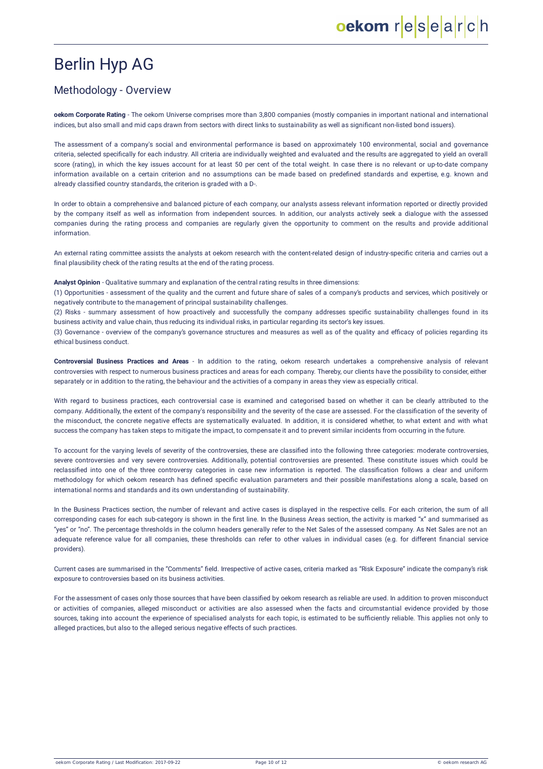# Berlin Hyp AG

## Methodology - Overview

**oekom Corporate Rating** - The oekom Universe comprises more than 3,800 companies (mostly companies in important national and international indices, but also small and mid caps drawn from sectors with direct links to sustainability as well as significant non-listed bond issuers).

The assessment of a company's social and environmental performance is based on approximately 100 environmental, social and governance criteria, selected specifically for each industry. All criteria are individually weighted and evaluated and the results are aggregated to yield an overall score (rating), in which the key issues account for at least 50 per cent of the total weight. In case there is no relevant or up-to-date company information available on a certain criterion and no assumptions can be made based on predefined standards and expertise, e.g. known and already classified country standards, the criterion is graded with a D-.

In order to obtain a comprehensive and balanced picture of each company, our analysts assess relevant information reported or directly provided by the company itself as well as information from independent sources. In addition, our analysts actively seek a dialogue with the assessed companies during the rating process and companies are regularly given the opportunity to comment on the results and provide additional information.

An external rating committee assists the analysts at oekom research with the content-related design of industry-specific criteria and carries out a final plausibility check of the rating results at the end of the rating process.

**Analyst Opinion** - Qualitative summary and explanation of the central rating results in three dimensions:
(1) Opportunities - assessment of the quality and the current and future share of sales of a company's products and services, which positively or negatively contribute to the management of principal sustainability challenges.
(2) Risks - summary assessment of how proactively and successfully the company addresses specific sustainability challenges found in its business activity and value chain, thus reducing its individual risks, in particular regarding its sector's key issues.
(3) Governance - overview of the company's governance structures and measures as well as of the quality and efficacy of policies regarding its ethical business conduct.

**Controversial Business Practices and Areas** - In addition to the rating, oekom research undertakes a comprehensive analysis of relevant controversies with respect to numerous business practices and areas for each company. Thereby, our clients have the possibility to consider, either separately or in addition to the rating, the behaviour and the activities of a company in areas they view as especially critical.

With regard to business practices, each controversial case is examined and categorised based on whether it can be clearly attributed to the company. Additionally, the extent of the company's responsibility and the severity of the case are assessed. For the classification of the severity of the misconduct, the concrete negative effects are systematically evaluated. In addition, it is considered whether, to what extent and with what success the company has taken steps to mitigate the impact, to compensate it and to prevent similar incidents from occurring in the future.

To account for the varying levels of severity of the controversies, these are classified into the following three categories: moderate controversies, severe controversies and very severe controversies. Additionally, potential controversies are presented. These constitute issues which could be reclassified into one of the three controversy categories in case new information is reported. The classification follows a clear and uniform methodology for which oekom research has defined specific evaluation parameters and their possible manifestations along a scale, based on international norms and standards and its own understanding of sustainability.

In the Business Practices section, the number of relevant and active cases is displayed in the respective cells. For each criterion, the sum of all corresponding cases for each sub-category is shown in the first line. In the Business Areas section, the activity is marked "x" and summarised as "yes" or "no". The percentage thresholds in the column headers generally refer to the Net Sales of the assessed company. As Net Sales are not an adequate reference value for all companies, these thresholds can refer to other values in individual cases (e.g. for different financial service providers).

Current cases are summarised in the "Comments" field. Irrespective of active cases, criteria marked as "Risk Exposure" indicate the company's risk exposure to controversies based on its business activities.

For the assessment of cases only those sources that have been classified by oekom research as reliable are used. In addition to proven misconduct or activities of companies, alleged misconduct or activities are also assessed when the facts and circumstantial evidence provided by those sources, taking into account the experience of specialised analysts for each topic, is estimated to be sufficiently reliable. This applies not only to alleged practices, but also to the alleged serious negative effects of such practices.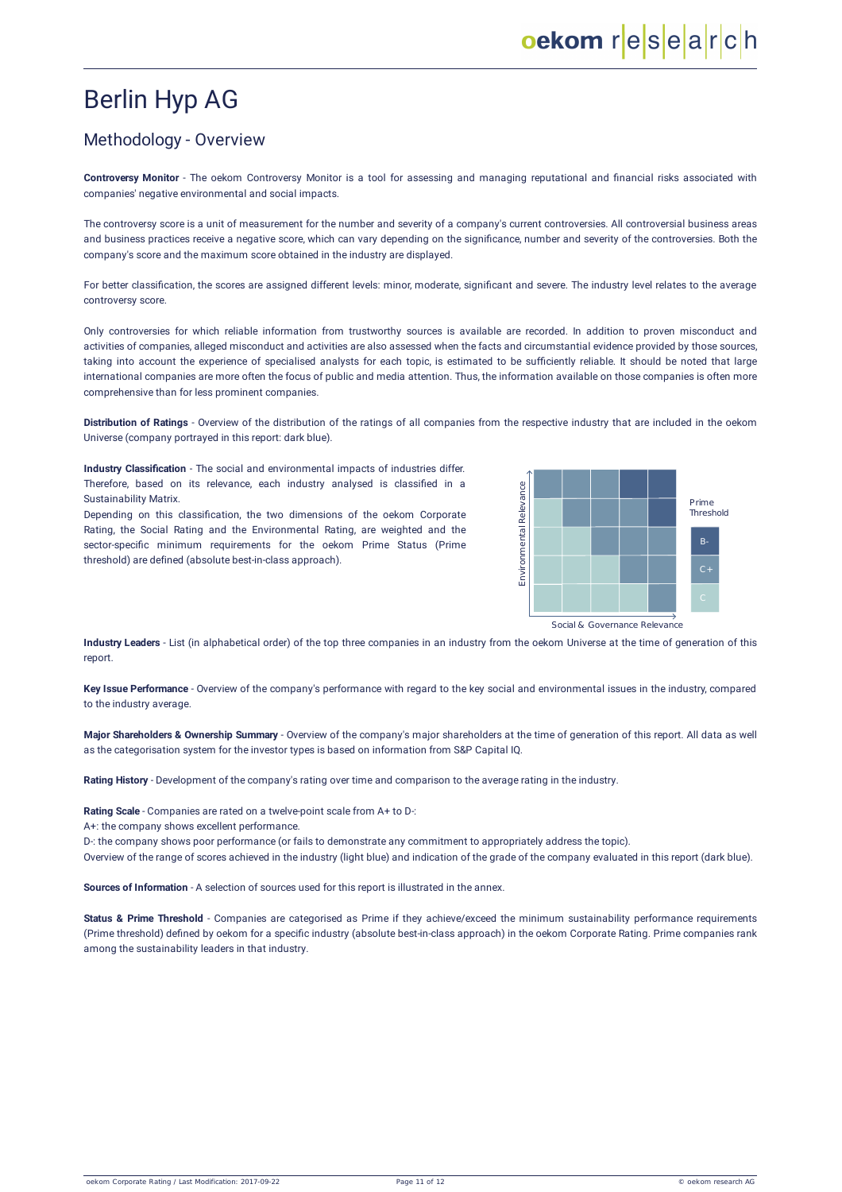# Berlin Hyp AG

## Methodology - Overview

**Controversy Monitor** - The oekom Controversy Monitor is a tool for assessing and managing reputational and financial risks associated with companies' negative environmental and social impacts.

The controversy score is a unit of measurement for the number and severity of a company's current controversies. All controversial business areas and business practices receive a negative score, which can vary depending on the significance, number and severity of the controversies. Both the company's score and the maximum score obtained in the industry are displayed.

For better classification, the scores are assigned different levels: minor, moderate, significant and severe. The industry level relates to the average controversy score.

Only controversies for which reliable information from trustworthy sources is available are recorded. In addition to proven misconduct and activities of companies, alleged misconduct and activities are also assessed when the facts and circumstantial evidence provided by those sources, taking into account the experience of specialised analysts for each topic, is estimated to be sufficiently reliable. It should be noted that large international companies are more often the focus of public and media attention. Thus, the information available on those companies is often more comprehensive than for less prominent companies.

**Distribution of Ratings** - Overview of the distribution of the ratings of all companies from the respective industry that are included in the oekom Universe (company portrayed in this report: dark blue).

**Industry Classification** - The social and environmental impacts of industries differ. Therefore, based on its relevance, each industry analysed is classified in a Sustainability Matrix.

Depending on this classification, the two dimensions of the oekom Corporate Rating, the Social Rating and the Environmental Rating, are weighted and the sector-specific minimum requirements for the oekom Prime Status (Prime threshold) are defined (absolute best-in-class approach).

Environmental Relevance / Social & Governance Relevance — Prime Threshold: B-, C+, C

**Industry Leaders** - List (in alphabetical order) of the top three companies in an industry from the oekom Universe at the time of generation of this report.

**Key Issue Performance** - Overview of the company's performance with regard to the key social and environmental issues in the industry, compared to the industry average.

**Major Shareholders & Ownership Summary** - Overview of the company's major shareholders at the time of generation of this report. All data as well as the categorisation system for the investor types is based on information from S&P Capital IQ.

**Rating History** - Development of the company's rating over time and comparison to the average rating in the industry.

**Rating Scale** - Companies are rated on a twelve-point scale from A+ to D-:
A+: the company shows excellent performance.
D-: the company shows poor performance (or fails to demonstrate any commitment to appropriately address the topic).
Overview of the range of scores achieved in the industry (light blue) and indication of the grade of the company evaluated in this report (dark blue).

**Sources of Information** - A selection of sources used for this report is illustrated in the annex.

**Status & Prime Threshold** - Companies are categorised as Prime if they achieve/exceed the minimum sustainability performance requirements (Prime threshold) defined by oekom for a specific industry (absolute best-in-class approach) in the oekom Corporate Rating. Prime companies rank among the sustainability leaders in that industry.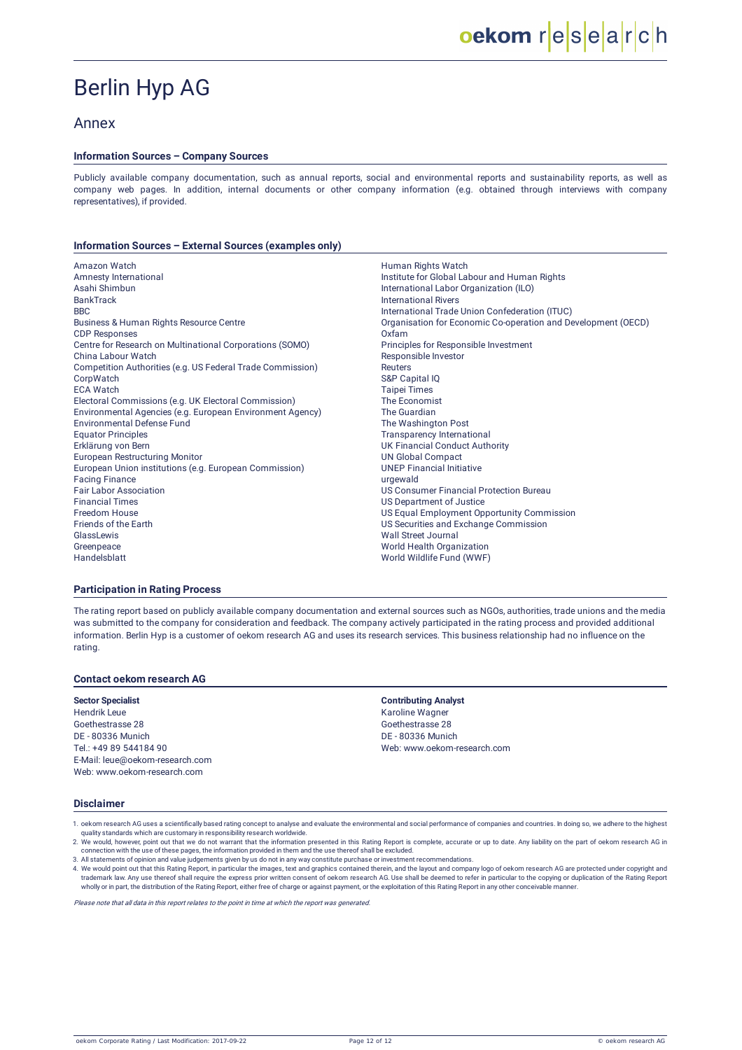# Berlin Hyp AG

## Annex

### Information Sources – Company Sources

Publicly available company documentation, such as annual reports, social and environmental reports and sustainability reports, as well as company web pages. In addition, internal documents or other company information (e.g. obtained through interviews with company representatives), if provided.

### Information Sources – External Sources (examples only)

Amazon Watch
Amnesty International
Asahi Shimbun
BankTrack
BBC
Business & Human Rights Resource Centre
CDP Responses
Centre for Research on Multinational Corporations (SOMO)
China Labour Watch
Competition Authorities (e.g. US Federal Trade Commission)
CorpWatch
ECA Watch
Electoral Commissions (e.g. UK Electoral Commission)
Environmental Agencies (e.g. European Environment Agency)
Environmental Defense Fund
Equator Principles
Erklärung von Bern
European Restructuring Monitor
European Union institutions (e.g. European Commission)
Facing Finance
Fair Labor Association
Financial Times
Freedom House
Friends of the Earth
GlassLewis
Greenpeace
Handelsblatt
Human Rights Watch
Institute for Global Labour and Human Rights
International Labor Organization (ILO)
International Rivers
International Trade Union Confederation (ITUC)
Organisation for Economic Co-operation and Development (OECD)
Oxfam
Principles for Responsible Investment
Responsible Investor
Reuters
S&P Capital IQ
Taipei Times
The Economist
The Guardian
The Washington Post
Transparency International
UK Financial Conduct Authority
UN Global Compact
UNEP Financial Initiative
urgewald
US Consumer Financial Protection Bureau
US Department of Justice
US Equal Employment Opportunity Commission
US Securities and Exchange Commission
Wall Street Journal
World Health Organization
World Wildlife Fund (WWF)

### Participation in Rating Process

The rating report based on publicly available company documentation and external sources such as NGOs, authorities, trade unions and the media was submitted to the company for consideration and feedback. The company actively participated in the rating process and provided additional information. Berlin Hyp is a customer of oekom research AG and uses its research services. This business relationship had no influence on the rating.

### Contact oekom research AG

**Sector Specialist**
Hendrik Leue
Goethestrasse 28
DE - 80336 Munich
Tel.: +49 89 544184 90
E-Mail: leue@oekom-research.com
Web: www.oekom-research.com

**Contributing Analyst**
Karoline Wagner
Goethestrasse 28
DE - 80336 Munich
Web: www.oekom-research.com

### Disclaimer

1. oekom research AG uses a scientifically based rating concept to analyse and evaluate the environmental and social performance of companies and countries. In doing so, we adhere to the highest quality standards which are customary in responsibility research worldwide.
2. We would, however, point out that we do not warrant that the information presented in this Rating Report is complete, accurate or up to date. Any liability on the part of oekom research AG in connection with the use of these pages, the information provided in them and the use thereof shall be excluded.
3. All statements of opinion and value judgements given by us do not in any way constitute purchase or investment recommendations.
4. We would point out that this Rating Report, in particular the images, text and graphics contained therein, and the layout and company logo of oekom research AG are protected under copyright and trademark law. Any use thereof shall require the express prior written consent of oekom research AG. Use shall be deemed to refer in particular to the copying or duplication of the Rating Report wholly or in part, the distribution of the Rating Report, either free of charge or against payment, or the exploitation of this Rating Report in any other conceivable manner.

*Please note that all data in this report relates to the point in time at which the report was generated.*